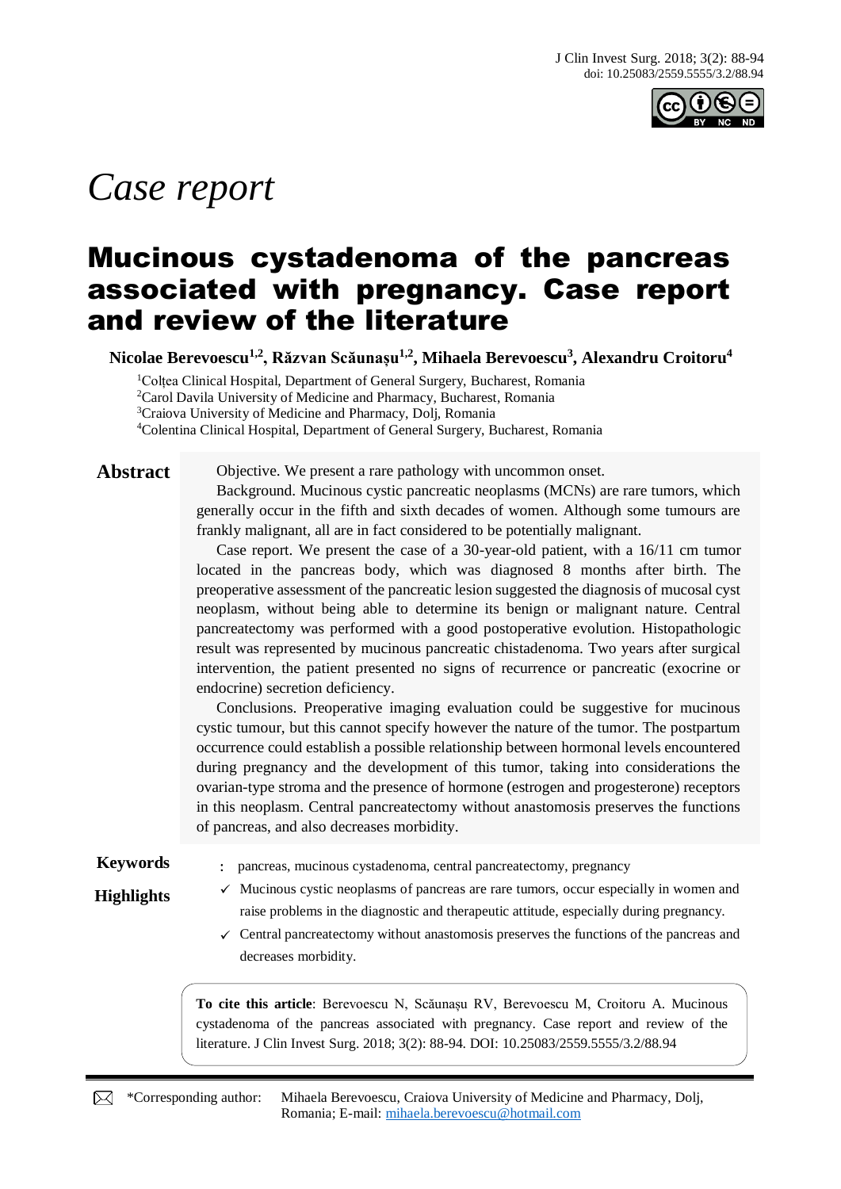# Case report

## Mucinous cystadenoma of the pancreas associated with pregnancy. Case report and review of the literature

**Nicolae Berevoescu[1,2], Răzvan Scăunașu[1,2], Mihaela Berevoescu[3], Alexandru Croitoru[4]**

[1]Colțea Clinical Hospital, Department of General Surgery, Bucharest, Romania
[2]Carol Davila University of Medicine and Pharmacy, Bucharest, Romania
[3]Craiova University of Medicine and Pharmacy, Dolj, Romania
[4]Colentina Clinical Hospital, Department of General Surgery, Bucharest, Romania

**Abstract**

Objective. We present a rare pathology with uncommon onset.

Background. Mucinous cystic pancreatic neoplasms (MCNs) are rare tumors, which generally occur in the fifth and sixth decades of women. Although some tumours are frankly malignant, all are in fact considered to be potentially malignant.

Case report. We present the case of a 30-year-old patient, with a 16/11 cm tumor located in the pancreas body, which was diagnosed 8 months after birth. The preoperative assessment of the pancreatic lesion suggested the diagnosis of mucosal cyst neoplasm, without being able to determine its benign or malignant nature. Central pancreatectomy was performed with a good postoperative evolution. Histopathologic result was represented by mucinous pancreatic chistadenoma. Two years after surgical intervention, the patient presented no signs of recurrence or pancreatic (exocrine or endocrine) secretion deficiency.

Conclusions. Preoperative imaging evaluation could be suggestive for mucinous cystic tumour, but this cannot specify however the nature of the tumor. The postpartum occurrence could establish a possible relationship between hormonal levels encountered during pregnancy and the development of this tumor, taking into considerations the ovarian-type stroma and the presence of hormone (estrogen and progesterone) receptors in this neoplasm. Central pancreatectomy without anastomosis preserves the functions of pancreas, and also decreases morbidity.

**Keywords**: pancreas, mucinous cystadenoma, central pancreatectomy, pregnancy

**Highlights**

- ✓ Mucinous cystic neoplasms of pancreas are rare tumors, occur especially in women and raise problems in the diagnostic and therapeutic attitude, especially during pregnancy.
- ✓ Central pancreatectomy without anastomosis preserves the functions of the pancreas and decreases morbidity.

**To cite this article**: Berevoescu N, Scăunașu RV, Berevoescu M, Croitoru A. Mucinous cystadenoma of the pancreas associated with pregnancy. Case report and review of the literature. J Clin Invest Surg. 2018; 3(2): 88-94. DOI: 10.25083/2559.5555/3.2/88.94

*Corresponding author: Mihaela Berevoescu, Craiova University of Medicine and Pharmacy, Dolj, Romania; E-mail: mihaela.berevoescu@hotmail.com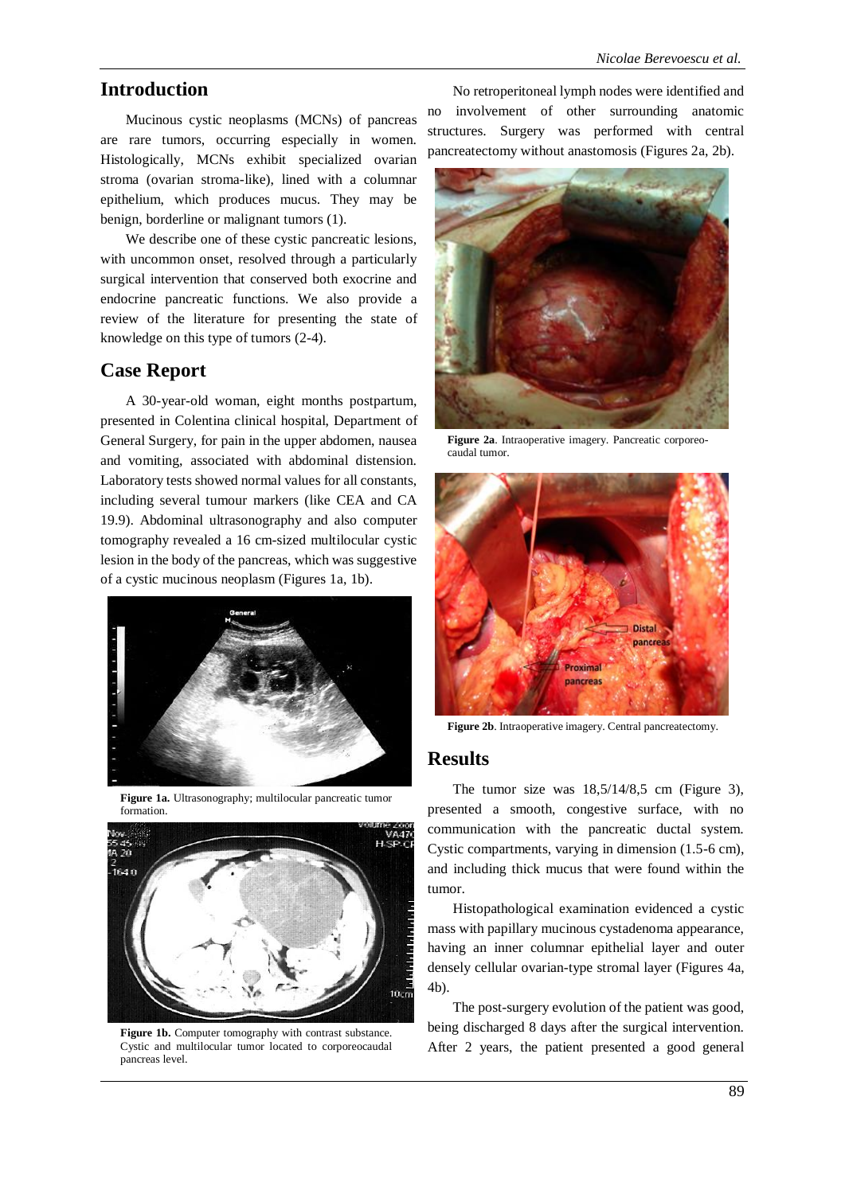## Introduction

Mucinous cystic neoplasms (MCNs) of pancreas are rare tumors, occurring especially in women. Histologically, MCNs exhibit specialized ovarian stroma (ovarian stroma-like), lined with a columnar epithelium, which produces mucus. They may be benign, borderline or malignant tumors (1).

We describe one of these cystic pancreatic lesions, with uncommon onset, resolved through a particularly surgical intervention that conserved both exocrine and endocrine pancreatic functions. We also provide a review of the literature for presenting the state of knowledge on this type of tumors (2-4).

## Case Report

A 30-year-old woman, eight months postpartum, presented in Colentina clinical hospital, Department of General Surgery, for pain in the upper abdomen, nausea and vomiting, associated with abdominal distension. Laboratory tests showed normal values for all constants, including several tumour markers (like CEA and CA 19.9). Abdominal ultrasonography and also computer tomography revealed a 16 cm-sized multilocular cystic lesion in the body of the pancreas, which was suggestive of a cystic mucinous neoplasm (Figures 1a, 1b).

**Figure 1a.** Ultrasonography; multilocular pancreatic tumor formation.

**Figure 1b.** Computer tomography with contrast substance. Cystic and multilocular tumor located to corporeocaudal pancreas level.

No retroperitoneal lymph nodes were identified and no involvement of other surrounding anatomic structures. Surgery was performed with central pancreatectomy without anastomosis (Figures 2a, 2b).

**Figure 2a**. Intraoperative imagery. Pancreatic corporeo-caudal tumor.

**Figure 2b**. Intraoperative imagery. Central pancreatectomy.

## Results

The tumor size was 18,5/14/8,5 cm (Figure 3), presented a smooth, congestive surface, with no communication with the pancreatic ductal system. Cystic compartments, varying in dimension (1.5-6 cm), and including thick mucus that were found within the tumor.

Histopathological examination evidenced a cystic mass with papillary mucinous cystadenoma appearance, having an inner columnar epithelial layer and outer densely cellular ovarian-type stromal layer (Figures 4a, 4b).

The post-surgery evolution of the patient was good, being discharged 8 days after the surgical intervention. After 2 years, the patient presented a good general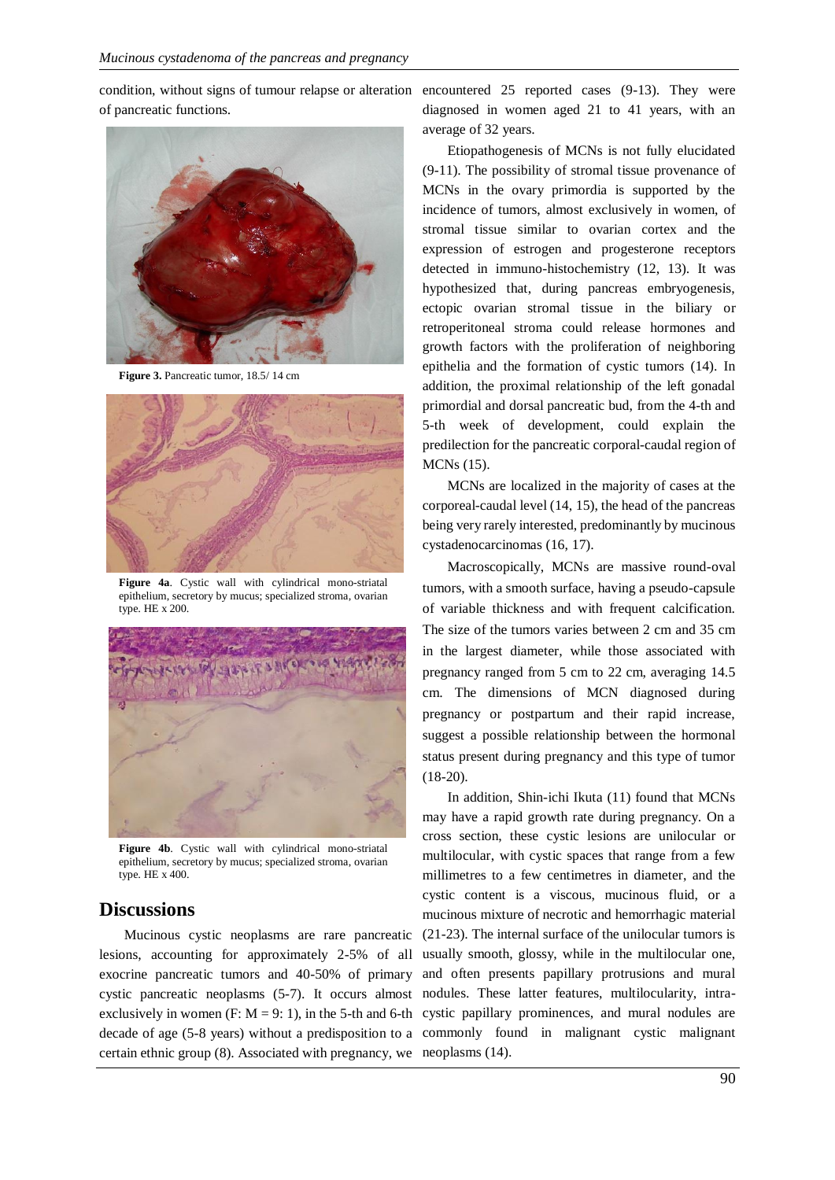condition, without signs of tumour relapse or alteration of pancreatic functions.

**Figure 3.** Pancreatic tumor, 18.5/ 14 cm

**Figure 4a**. Cystic wall with cylindrical mono-striatal epithelium, secretory by mucus; specialized stroma, ovarian type. HE x 200.

**Figure 4b**. Cystic wall with cylindrical mono-striatal epithelium, secretory by mucus; specialized stroma, ovarian type. HE x 400.

## Discussions

Mucinous cystic neoplasms are rare pancreatic lesions, accounting for approximately 2-5% of all exocrine pancreatic tumors and 40-50% of primary cystic pancreatic neoplasms (5-7). It occurs almost exclusively in women (F: M = 9: 1), in the 5-th and 6-th decade of age (5-8 years) without a predisposition to a certain ethnic group (8). Associated with pregnancy, we encountered 25 reported cases (9-13). They were diagnosed in women aged 21 to 41 years, with an average of 32 years.

Etiopathogenesis of MCNs is not fully elucidated (9-11). The possibility of stromal tissue provenance of MCNs in the ovary primordia is supported by the incidence of tumors, almost exclusively in women, of stromal tissue similar to ovarian cortex and the expression of estrogen and progesterone receptors detected in immuno-histochemistry (12, 13). It was hypothesized that, during pancreas embryogenesis, ectopic ovarian stromal tissue in the biliary or retroperitoneal stroma could release hormones and growth factors with the proliferation of neighboring epithelia and the formation of cystic tumors (14). In addition, the proximal relationship of the left gonadal primordial and dorsal pancreatic bud, from the 4-th and 5-th week of development, could explain the predilection for the pancreatic corporal-caudal region of MCNs (15).

MCNs are localized in the majority of cases at the corporeal-caudal level (14, 15), the head of the pancreas being very rarely interested, predominantly by mucinous cystadenocarcinomas (16, 17).

Macroscopically, MCNs are massive round-oval tumors, with a smooth surface, having a pseudo-capsule of variable thickness and with frequent calcification. The size of the tumors varies between 2 cm and 35 cm in the largest diameter, while those associated with pregnancy ranged from 5 cm to 22 cm, averaging 14.5 cm. The dimensions of MCN diagnosed during pregnancy or postpartum and their rapid increase, suggest a possible relationship between the hormonal status present during pregnancy and this type of tumor (18-20).

In addition, Shin-ichi Ikuta (11) found that MCNs may have a rapid growth rate during pregnancy. On a cross section, these cystic lesions are unilocular or multilocular, with cystic spaces that range from a few millimetres to a few centimetres in diameter, and the cystic content is a viscous, mucinous fluid, or a mucinous mixture of necrotic and hemorrhagic material (21-23). The internal surface of the unilocular tumors is usually smooth, glossy, while in the multilocular one, and often presents papillary protrusions and mural nodules. These latter features, multilocularity, intra-cystic papillary prominences, and mural nodules are commonly found in malignant cystic malignant neoplasms (14).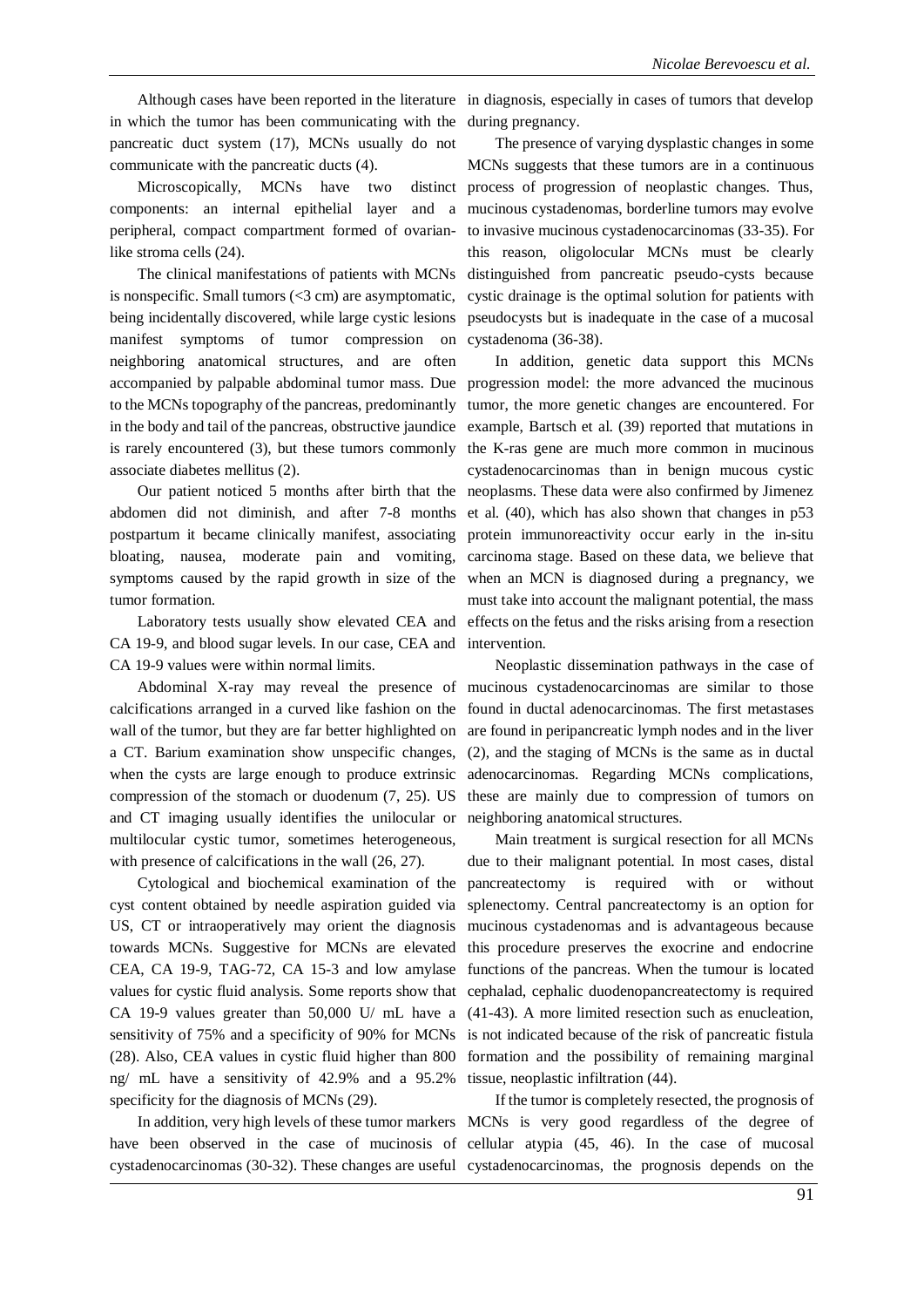Although cases have been reported in the literature in which the tumor has been communicating with the pancreatic duct system (17), MCNs usually do not communicate with the pancreatic ducts (4).

Microscopically, MCNs have two distinct components: an internal epithelial layer and a peripheral, compact compartment formed of ovarian-like stroma cells (24).

The clinical manifestations of patients with MCNs is nonspecific. Small tumors (<3 cm) are asymptomatic, being incidentally discovered, while large cystic lesions manifest symptoms of tumor compression on neighboring anatomical structures, and are often accompanied by palpable abdominal tumor mass. Due to the MCNs topography of the pancreas, predominantly in the body and tail of the pancreas, obstructive jaundice is rarely encountered (3), but these tumors commonly associate diabetes mellitus (2).

Our patient noticed 5 months after birth that the abdomen did not diminish, and after 7-8 months postpartum it became clinically manifest, associating bloating, nausea, moderate pain and vomiting, symptoms caused by the rapid growth in size of the tumor formation.

Laboratory tests usually show elevated CEA and CA 19-9, and blood sugar levels. In our case, CEA and CA 19-9 values were within normal limits.

Abdominal X-ray may reveal the presence of calcifications arranged in a curved like fashion on the wall of the tumor, but they are far better highlighted on a CT. Barium examination show unspecific changes, when the cysts are large enough to produce extrinsic compression of the stomach or duodenum (7, 25). US and CT imaging usually identifies the unilocular or multilocular cystic tumor, sometimes heterogeneous, with presence of calcifications in the wall (26, 27).

Cytological and biochemical examination of the cyst content obtained by needle aspiration guided via US, CT or intraoperatively may orient the diagnosis towards MCNs. Suggestive for MCNs are elevated CEA, CA 19-9, TAG-72, CA 15-3 and low amylase values for cystic fluid analysis. Some reports show that CA 19-9 values greater than 50,000 U/ mL have a sensitivity of 75% and a specificity of 90% for MCNs (28). Also, CEA values in cystic fluid higher than 800 ng/ mL have a sensitivity of 42.9% and a 95.2% specificity for the diagnosis of MCNs (29).

In addition, very high levels of these tumor markers have been observed in the case of mucinosis of cystadenocarcinomas (30-32). These changes are useful in diagnosis, especially in cases of tumors that develop during pregnancy.

The presence of varying dysplastic changes in some MCNs suggests that these tumors are in a continuous process of progression of neoplastic changes. Thus, mucinous cystadenomas, borderline tumors may evolve to invasive mucinous cystadenocarcinomas (33-35). For this reason, oligolocular MCNs must be clearly distinguished from pancreatic pseudo-cysts because cystic drainage is the optimal solution for patients with pseudocysts but is inadequate in the case of a mucosal cystadenoma (36-38).

In addition, genetic data support this MCNs progression model: the more advanced the mucinous tumor, the more genetic changes are encountered. For example, Bartsch et al. (39) reported that mutations in the K-ras gene are much more common in mucinous cystadenocarcinomas than in benign mucous cystic neoplasms. These data were also confirmed by Jimenez et al. (40), which has also shown that changes in p53 protein immunoreactivity occur early in the in-situ carcinoma stage. Based on these data, we believe that when an MCN is diagnosed during a pregnancy, we must take into account the malignant potential, the mass effects on the fetus and the risks arising from a resection intervention.

Neoplastic dissemination pathways in the case of mucinous cystadenocarcinomas are similar to those found in ductal adenocarcinomas. The first metastases are found in peripancreatic lymph nodes and in the liver (2), and the staging of MCNs is the same as in ductal adenocarcinomas. Regarding MCNs complications, these are mainly due to compression of tumors on neighboring anatomical structures.

Main treatment is surgical resection for all MCNs due to their malignant potential. In most cases, distal pancreatectomy is required with or without splenectomy. Central pancreatectomy is an option for mucinous cystadenomas and is advantageous because this procedure preserves the exocrine and endocrine functions of the pancreas. When the tumour is located cephalad, cephalic duodenopancreatectomy is required (41-43). A more limited resection such as enucleation, is not indicated because of the risk of pancreatic fistula formation and the possibility of remaining marginal tissue, neoplastic infiltration (44).

If the tumor is completely resected, the prognosis of MCNs is very good regardless of the degree of cellular atypia (45, 46). In the case of mucosal cystadenocarcinomas, the prognosis depends on the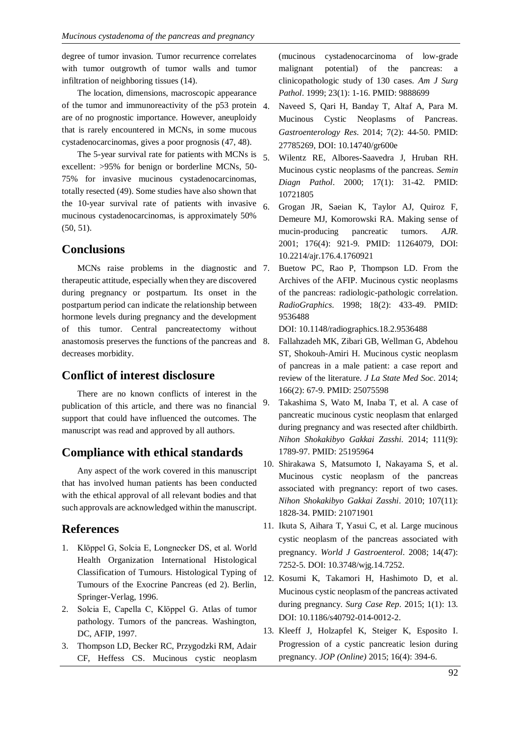degree of tumor invasion. Tumor recurrence correlates with tumor outgrowth of tumor walls and tumor infiltration of neighboring tissues (14).

The location, dimensions, macroscopic appearance of the tumor and immunoreactivity of the p53 protein are of no prognostic importance. However, aneuploidy that is rarely encountered in MCNs, in some mucous cystadenocarcinomas, gives a poor prognosis (47, 48).

The 5-year survival rate for patients with MCNs is excellent: >95% for benign or borderline MCNs, 50-75% for invasive mucinous cystadenocarcinomas, totally resected (49). Some studies have also shown that the 10-year survival rate of patients with invasive mucinous cystadenocarcinomas, is approximately 50% (50, 51).

## Conclusions

MCNs raise problems in the diagnostic and therapeutic attitude, especially when they are discovered during pregnancy or postpartum. Its onset in the postpartum period can indicate the relationship between hormone levels during pregnancy and the development of this tumor. Central pancreatectomy without anastomosis preserves the functions of the pancreas and decreases morbidity.

## Conflict of interest disclosure

There are no known conflicts of interest in the publication of this article, and there was no financial support that could have influenced the outcomes. The manuscript was read and approved by all authors.

## Compliance with ethical standards

Any aspect of the work covered in this manuscript that has involved human patients has been conducted with the ethical approval of all relevant bodies and that such approvals are acknowledged within the manuscript.

## References

1. Klöppel G, Solcia E, Longnecker DS, et al. World Health Organization International Histological Classification of Tumours. Histological Typing of Tumours of the Exocrine Pancreas (ed 2). Berlin, Springer-Verlag, 1996.
2. Solcia E, Capella C, Klöppel G. Atlas of tumor pathology. Tumors of the pancreas. Washington, DC, AFIP, 1997.
3. Thompson LD, Becker RC, Przygodzki RM, Adair CF, Heffess CS. Mucinous cystic neoplasm (mucinous cystadenocarcinoma of low-grade malignant potential) of the pancreas: a clinicopathologic study of 130 cases. *Am J Surg Pathol*. 1999; 23(1): 1-16. PMID: 9888699
4. Naveed S, Qari H, Banday T, Altaf A, Para M. Mucinous Cystic Neoplasms of Pancreas. *Gastroenterology Res*. 2014; 7(2): 44-50. PMID: 27785269, DOI: 10.14740/gr600e
5. Wilentz RE, Albores-Saavedra J, Hruban RH. Mucinous cystic neoplasms of the pancreas. *Semin Diagn Pathol*. 2000; 17(1): 31-42. PMID: 10721805
6. Grogan JR, Saeian K, Taylor AJ, Quiroz F, Demeure MJ, Komorowski RA. Making sense of mucin-producing pancreatic tumors. *AJR*. 2001; 176(4): 921-9. PMID: 11264079, DOI: 10.2214/ajr.176.4.1760921
7. Buetow PC, Rao P, Thompson LD. From the Archives of the AFIP. Mucinous cystic neoplasms of the pancreas: radiologic-pathologic correlation. *RadioGraphics*. 1998; 18(2): 433-49. PMID: 9536488 DOI: 10.1148/radiographics.18.2.9536488
8. Fallahzadeh MK, Zibari GB, Wellman G, Abdehou ST, Shokouh-Amiri H. Mucinous cystic neoplasm of pancreas in a male patient: a case report and review of the literature. *J La State Med Soc*. 2014; 166(2): 67-9. PMID: 25075598
9. Takashima S, Wato M, Inaba T, et al. A case of pancreatic mucinous cystic neoplasm that enlarged during pregnancy and was resected after childbirth. *Nihon Shokakibyo Gakkai Zasshi*. 2014; 111(9): 1789-97. PMID: 25195964
10. Shirakawa S, Matsumoto I, Nakayama S, et al. Mucinous cystic neoplasm of the pancreas associated with pregnancy: report of two cases. *Nihon Shokakibyo Gakkai Zasshi*. 2010; 107(11): 1828-34. PMID: 21071901
11. Ikuta S, Aihara T, Yasui C, et al. Large mucinous cystic neoplasm of the pancreas associated with pregnancy. *World J Gastroenterol*. 2008; 14(47): 7252-5. DOI: 10.3748/wjg.14.7252.
12. Kosumi K, Takamori H, Hashimoto D, et al. Mucinous cystic neoplasm of the pancreas activated during pregnancy. *Surg Case Rep*. 2015; 1(1): 13. DOI: 10.1186/s40792-014-0012-2.
13. Kleeff J, Holzapfel K, Steiger K, Esposito I. Progression of a cystic pancreatic lesion during pregnancy. *JOP (Online)* 2015; 16(4): 394-6.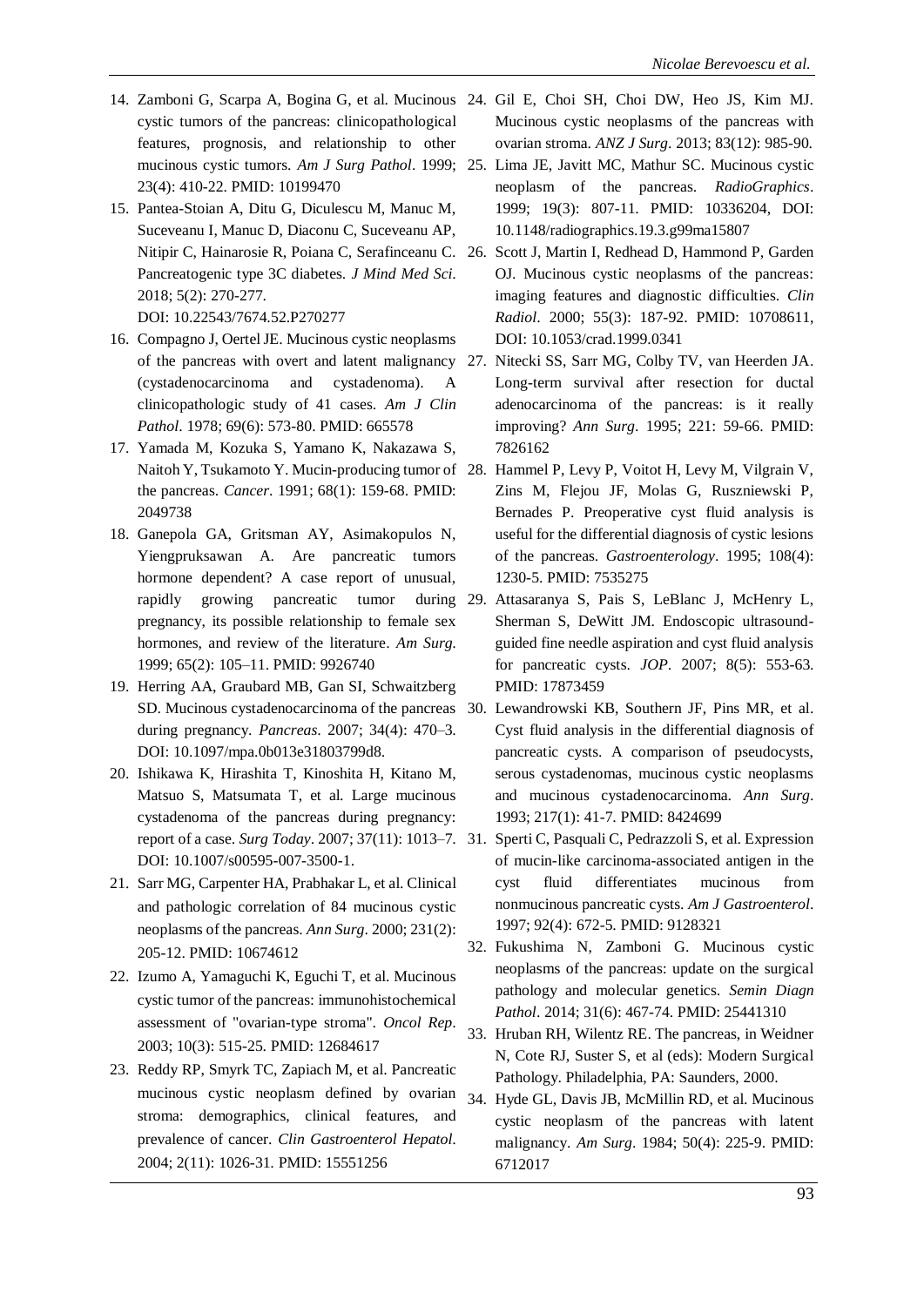14. Zamboni G, Scarpa A, Bogina G, et al. Mucinous cystic tumors of the pancreas: clinicopathological features, prognosis, and relationship to other mucinous cystic tumors. *Am J Surg Pathol*. 1999; 23(4): 410-22. PMID: 10199470
15. Pantea-Stoian A, Ditu G, Diculescu M, Manuc M, Suceveanu I, Manuc D, Diaconu C, Suceveanu AP, Nitipir C, Hainarosie R, Poiana C, Serafinceanu C. Pancreatogenic type 3C diabetes. *J Mind Med Sci*. 2018; 5(2): 270-277. DOI: 10.22543/7674.52.P270277
16. Compagno J, Oertel JE. Mucinous cystic neoplasms of the pancreas with overt and latent malignancy (cystadenocarcinoma and cystadenoma). A clinicopathologic study of 41 cases. *Am J Clin Pathol*. 1978; 69(6): 573-80. PMID: 665578
17. Yamada M, Kozuka S, Yamano K, Nakazawa S, Naitoh Y, Tsukamoto Y. Mucin-producing tumor of the pancreas. *Cancer*. 1991; 68(1): 159-68. PMID: 2049738
18. Ganepola GA, Gritsman AY, Asimakopulos N, Yiengpruksawan A. Are pancreatic tumors hormone dependent? A case report of unusual, rapidly growing pancreatic tumor during pregnancy, its possible relationship to female sex hormones, and review of the literature. *Am Surg.* 1999; 65(2): 105–11. PMID: 9926740
19. Herring AA, Graubard MB, Gan SI, Schwaitzberg SD. Mucinous cystadenocarcinoma of the pancreas during pregnancy. *Pancreas*. 2007; 34(4): 470–3. DOI: 10.1097/mpa.0b013e31803799d8.
20. Ishikawa K, Hirashita T, Kinoshita H, Kitano M, Matsuo S, Matsumata T, et al. Large mucinous cystadenoma of the pancreas during pregnancy: report of a case. *Surg Today*. 2007; 37(11): 1013–7. DOI: 10.1007/s00595-007-3500-1.
21. Sarr MG, Carpenter HA, Prabhakar L, et al. Clinical and pathologic correlation of 84 mucinous cystic neoplasms of the pancreas. *Ann Surg*. 2000; 231(2): 205-12. PMID: 10674612
22. Izumo A, Yamaguchi K, Eguchi T, et al. Mucinous cystic tumor of the pancreas: immunohistochemical assessment of "ovarian-type stroma". *Oncol Rep*. 2003; 10(3): 515-25. PMID: 12684617
23. Reddy RP, Smyrk TC, Zapiach M, et al. Pancreatic mucinous cystic neoplasm defined by ovarian stroma: demographics, clinical features, and prevalence of cancer. *Clin Gastroenterol Hepatol.* 2004; 2(11): 1026-31. PMID: 15551256
24. Gil E, Choi SH, Choi DW, Heo JS, Kim MJ. Mucinous cystic neoplasms of the pancreas with ovarian stroma. *ANZ J Surg*. 2013; 83(12): 985-90.
25. Lima JE, Javitt MC, Mathur SC. Mucinous cystic neoplasm of the pancreas. *RadioGraphics*. 1999; 19(3): 807-11. PMID: 10336204, DOI: 10.1148/radiographics.19.3.g99ma15807
26. Scott J, Martin I, Redhead D, Hammond P, Garden OJ. Mucinous cystic neoplasms of the pancreas: imaging features and diagnostic difficulties. *Clin Radiol*. 2000; 55(3): 187-92. PMID: 10708611, DOI: 10.1053/crad.1999.0341
27. Nitecki SS, Sarr MG, Colby TV, van Heerden JA. Long-term survival after resection for ductal adenocarcinoma of the pancreas: is it really improving? *Ann Surg*. 1995; 221: 59-66. PMID: 7826162
28. Hammel P, Levy P, Voitot H, Levy M, Vilgrain V, Zins M, Flejou JF, Molas G, Ruszniewski P, Bernades P. Preoperative cyst fluid analysis is useful for the differential diagnosis of cystic lesions of the pancreas. *Gastroenterology*. 1995; 108(4): 1230-5. PMID: 7535275
29. Attasaranya S, Pais S, LeBlanc J, McHenry L, Sherman S, DeWitt JM. Endoscopic ultrasound-guided fine needle aspiration and cyst fluid analysis for pancreatic cysts. *JOP*. 2007; 8(5): 553-63. PMID: 17873459
30. Lewandrowski KB, Southern JF, Pins MR, et al. Cyst fluid analysis in the differential diagnosis of pancreatic cysts. A comparison of pseudocysts, serous cystadenomas, mucinous cystic neoplasms and mucinous cystadenocarcinoma. *Ann Surg*. 1993; 217(1): 41-7. PMID: 8424699
31. Sperti C, Pasquali C, Pedrazzoli S, et al. Expression of mucin-like carcinoma-associated antigen in the cyst fluid differentiates mucinous from nonmucinous pancreatic cysts. *Am J Gastroenterol*. 1997; 92(4): 672-5. PMID: 9128321
32. Fukushima N, Zamboni G. Mucinous cystic neoplasms of the pancreas: update on the surgical pathology and molecular genetics. *Semin Diagn Pathol*. 2014; 31(6): 467-74. PMID: 25441310
33. Hruban RH, Wilentz RE. The pancreas, in Weidner N, Cote RJ, Suster S, et al (eds): Modern Surgical Pathology. Philadelphia, PA: Saunders, 2000.
34. Hyde GL, Davis JB, McMillin RD, et al. Mucinous cystic neoplasm of the pancreas with latent malignancy. *Am Surg*. 1984; 50(4): 225-9. PMID: 6712017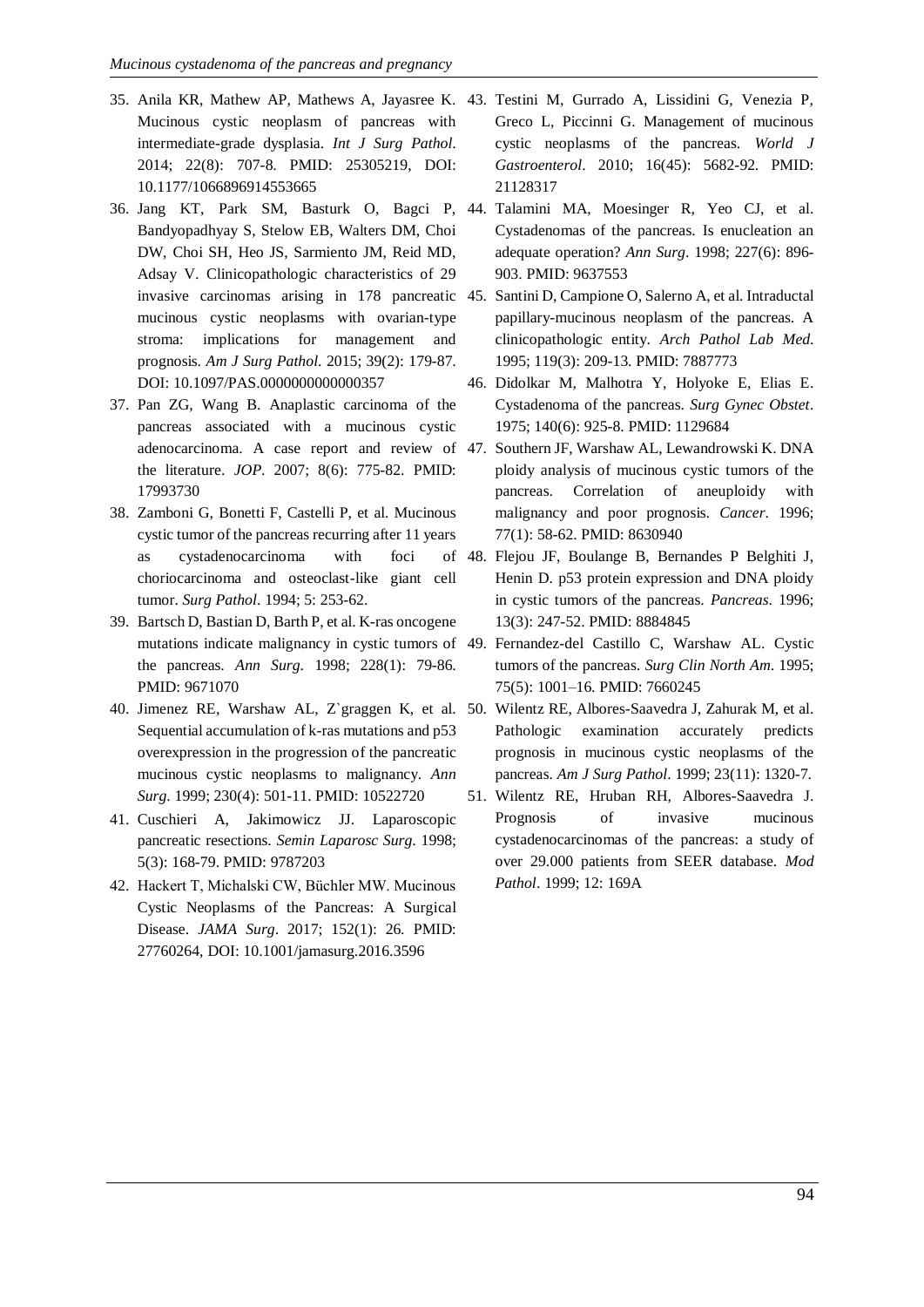35. Anila KR, Mathew AP, Mathews A, Jayasree K. Mucinous cystic neoplasm of pancreas with intermediate-grade dysplasia. *Int J Surg Pathol*. 2014; 22(8): 707-8. PMID: 25305219, DOI: 10.1177/1066896914553665
36. Jang KT, Park SM, Basturk O, Bagci P, Bandyopadhyay S, Stelow EB, Walters DM, Choi DW, Choi SH, Heo JS, Sarmiento JM, Reid MD, Adsay V. Clinicopathologic characteristics of 29 invasive carcinomas arising in 178 pancreatic mucinous cystic neoplasms with ovarian-type stroma: implications for management and prognosis. *Am J Surg Pathol*. 2015; 39(2): 179-87. DOI: 10.1097/PAS.0000000000000357
37. Pan ZG, Wang B. Anaplastic carcinoma of the pancreas associated with a mucinous cystic adenocarcinoma. A case report and review of the literature. *JOP*. 2007; 8(6): 775-82. PMID: 17993730
38. Zamboni G, Bonetti F, Castelli P, et al. Mucinous cystic tumor of the pancreas recurring after 11 years as cystadenocarcinoma with foci of choriocarcinoma and osteoclast-like giant cell tumor. *Surg Pathol*. 1994; 5: 253-62.
39. Bartsch D, Bastian D, Barth P, et al. K-ras oncogene mutations indicate malignancy in cystic tumors of the pancreas. *Ann Surg*. 1998; 228(1): 79-86. PMID: 9671070
40. Jimenez RE, Warshaw AL, Z`graggen K, et al. Sequential accumulation of k-ras mutations and p53 overexpression in the progression of the pancreatic mucinous cystic neoplasms to malignancy. *Ann Surg*. 1999; 230(4): 501-11. PMID: 10522720
41. Cuschieri A, Jakimowicz JJ. Laparoscopic pancreatic resections. *Semin Laparosc Surg*. 1998; 5(3): 168-79. PMID: 9787203
42. Hackert T, Michalski CW, Büchler MW. Mucinous Cystic Neoplasms of the Pancreas: A Surgical Disease. *JAMA Surg*. 2017; 152(1): 26. PMID: 27760264, DOI: 10.1001/jamasurg.2016.3596
43. Testini M, Gurrado A, Lissidini G, Venezia P, Greco L, Piccinni G. Management of mucinous cystic neoplasms of the pancreas. *World J Gastroenterol*. 2010; 16(45): 5682-92. PMID: 21128317
44. Talamini MA, Moesinger R, Yeo CJ, et al. Cystadenomas of the pancreas. Is enucleation an adequate operation? *Ann Surg*. 1998; 227(6): 896-903. PMID: 9637553
45. Santini D, Campione O, Salerno A, et al. Intraductal papillary-mucinous neoplasm of the pancreas. A clinicopathologic entity. *Arch Pathol Lab Med*. 1995; 119(3): 209-13. PMID: 7887773
46. Didolkar M, Malhotra Y, Holyoke E, Elias E. Cystadenoma of the pancreas. *Surg Gynec Obstet*. 1975; 140(6): 925-8. PMID: 1129684
47. Southern JF, Warshaw AL, Lewandrowski K. DNA ploidy analysis of mucinous cystic tumors of the pancreas. Correlation of aneuploidy with malignancy and poor prognosis. *Cancer*. 1996; 77(1): 58-62. PMID: 8630940
48. Flejou JF, Boulange B, Bernandes P Belghiti J, Henin D. p53 protein expression and DNA ploidy in cystic tumors of the pancreas. *Pancreas*. 1996; 13(3): 247-52. PMID: 8884845
49. Fernandez-del Castillo C, Warshaw AL. Cystic tumors of the pancreas. *Surg Clin North Am*. 1995; 75(5): 1001–16. PMID: 7660245
50. Wilentz RE, Albores-Saavedra J, Zahurak M, et al. Pathologic examination accurately predicts prognosis in mucinous cystic neoplasms of the pancreas. *Am J Surg Pathol*. 1999; 23(11): 1320-7.
51. Wilentz RE, Hruban RH, Albores-Saavedra J. Prognosis of invasive mucinous cystadenocarcinomas of the pancreas: a study of over 29.000 patients from SEER database. *Mod Pathol*. 1999; 12: 169A